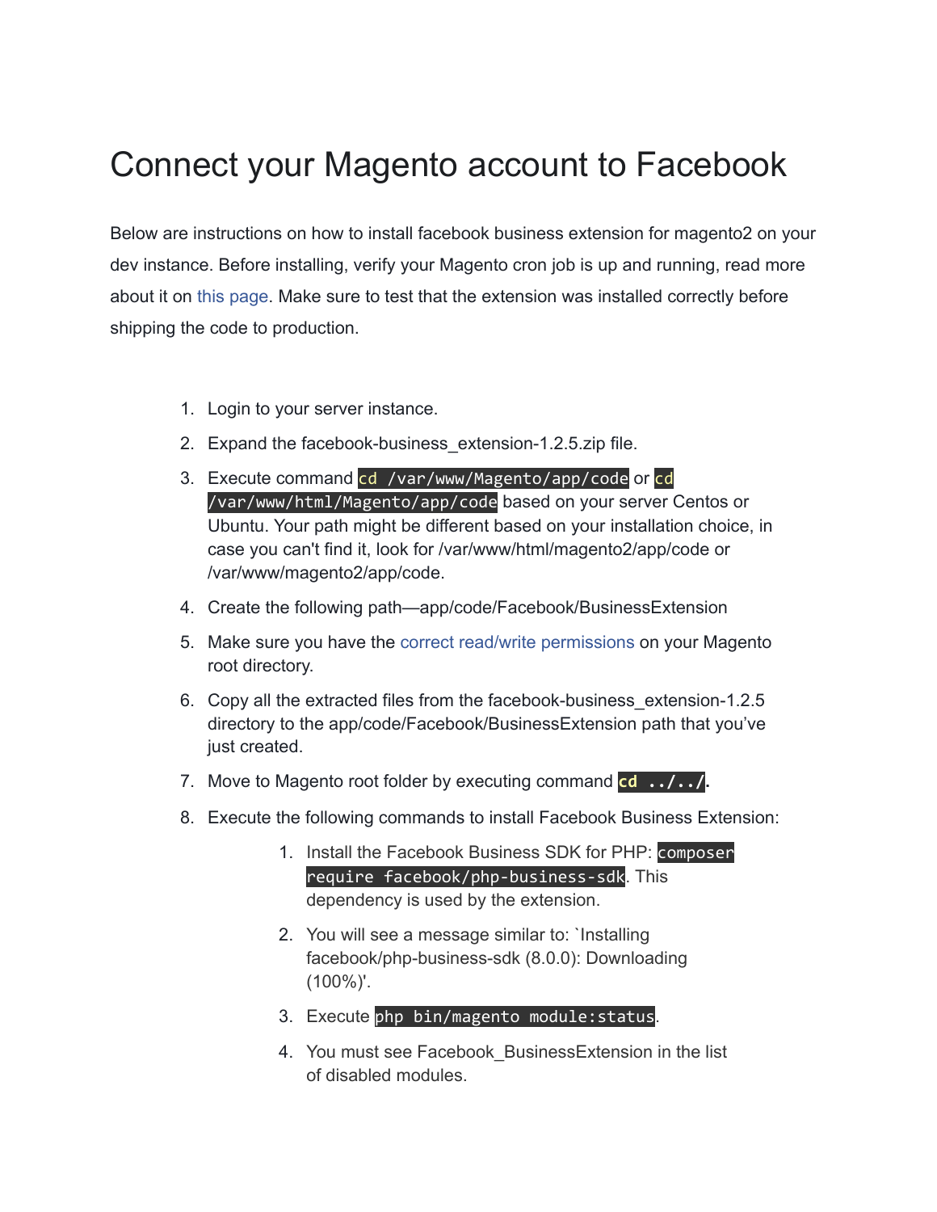# Connect your Magento account to Facebook

Below are instructions on how to install facebook business extension for magento2 on your dev instance. Before installing, verify your Magento cron job is up and running, read more about it on this page. Make sure to test that the extension was installed correctly before shipping the code to production.

1. Login to your server instance.
2. Expand the facebook-business_extension-1.2.5.zip file.
3. Execute command `cd /var/www/Magento/app/code` or `cd /var/www/html/Magento/app/code` based on your server Centos or Ubuntu. Your path might be different based on your installation choice, in case you can't find it, look for /var/www/html/magento2/app/code or /var/www/magento2/app/code.
4. Create the following path—app/code/Facebook/BusinessExtension
5. Make sure you have the correct read/write permissions on your Magento root directory.
6. Copy all the extracted files from the facebook-business_extension-1.2.5 directory to the app/code/Facebook/BusinessExtension path that you've just created.
7. Move to Magento root folder by executing command `cd ../../`.
8. Execute the following commands to install Facebook Business Extension:
   1. Install the Facebook Business SDK for PHP: `composer require facebook/php-business-sdk`. This dependency is used by the extension.
   2. You will see a message similar to: `Installing facebook/php-business-sdk (8.0.0): Downloading (100%)'.
   3. Execute `php bin/magento module:status`.
   4. You must see Facebook_BusinessExtension in the list of disabled modules.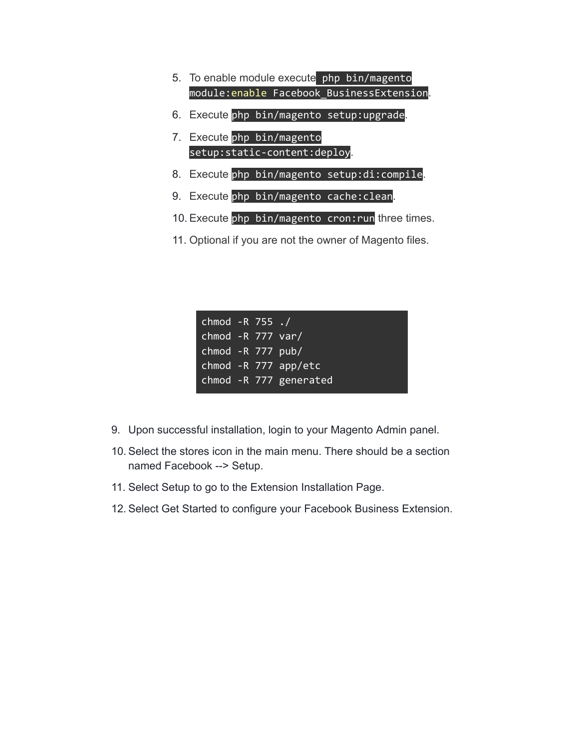5. To enable module execute `php bin/magento module:enable Facebook_BusinessExtension`.
6. Execute `php bin/magento setup:upgrade`.
7. Execute `php bin/magento setup:static-content:deploy`.
8. Execute `php bin/magento setup:di:compile`.
9. Execute `php bin/magento cache:clean`.
10. Execute `php bin/magento cron:run` three times.
11. Optional if you are not the owner of Magento files.

```
chmod -R 755 ./
chmod -R 777 var/
chmod -R 777 pub/
chmod -R 777 app/etc
chmod -R 777 generated
```

9. Upon successful installation, login to your Magento Admin panel.
10. Select the stores icon in the main menu. There should be a section named Facebook --> Setup.
11. Select Setup to go to the Extension Installation Page.
12. Select Get Started to configure your Facebook Business Extension.